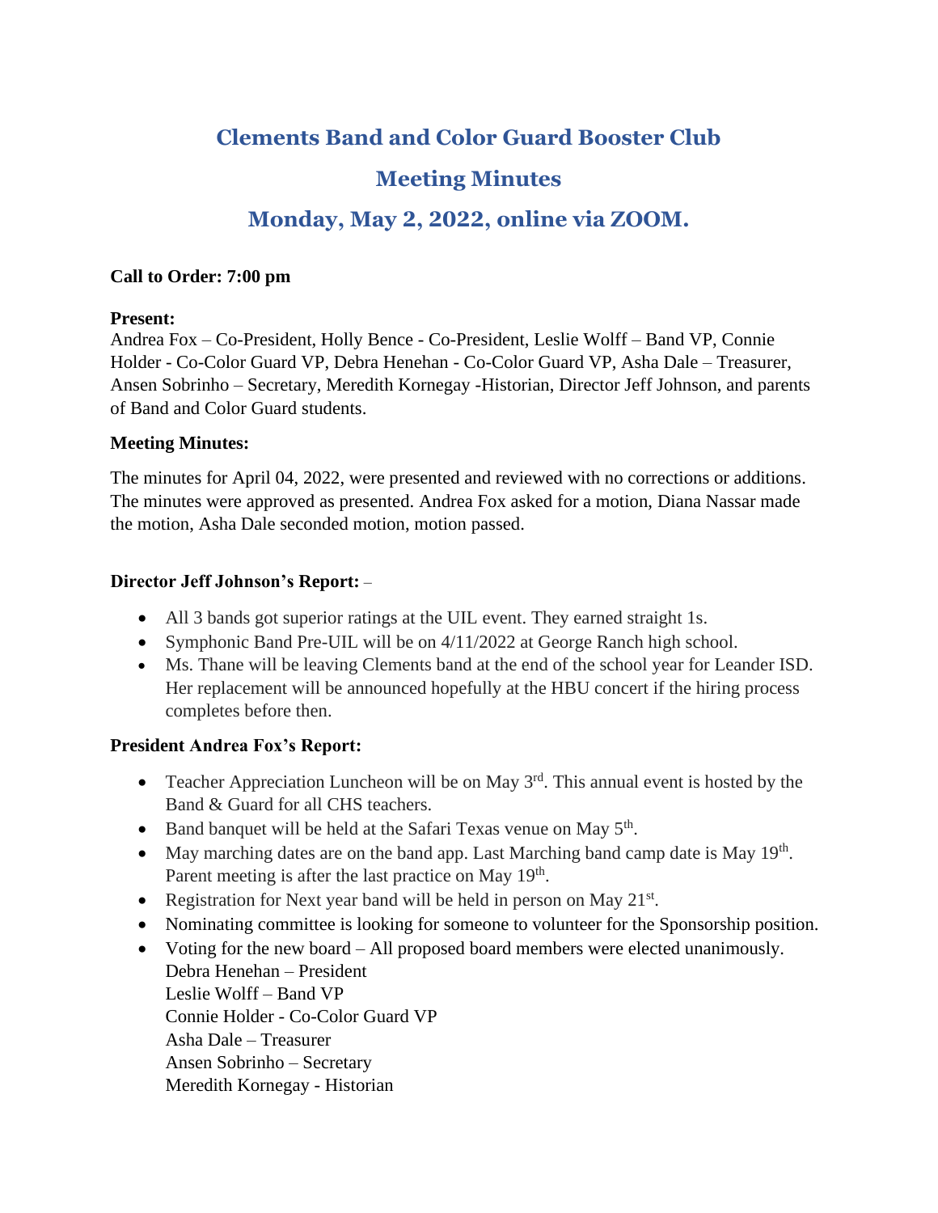# Clements Band and Color Guard Booster Club

## Meeting Minutes

## Monday, May 2, 2022, online via ZOOM.

**Call to Order: 7:00 pm**

**Present:**
Andrea Fox – Co-President, Holly Bence - Co-President, Leslie Wolff – Band VP, Connie Holder - Co-Color Guard VP, Debra Henehan - Co-Color Guard VP, Asha Dale – Treasurer, Ansen Sobrinho – Secretary, Meredith Kornegay -Historian, Director Jeff Johnson, and parents of Band and Color Guard students.

**Meeting Minutes:**

The minutes for April 04, 2022, were presented and reviewed with no corrections or additions. The minutes were approved as presented. Andrea Fox asked for a motion, Diana Nassar made the motion, Asha Dale seconded motion, motion passed.

**Director Jeff Johnson's Report:** –

- All 3 bands got superior ratings at the UIL event. They earned straight 1s.
- Symphonic Band Pre-UIL will be on 4/11/2022 at George Ranch high school.
- Ms. Thane will be leaving Clements band at the end of the school year for Leander ISD. Her replacement will be announced hopefully at the HBU concert if the hiring process completes before then.

**President Andrea Fox's Report:**

- Teacher Appreciation Luncheon will be on May 3rd. This annual event is hosted by the Band & Guard for all CHS teachers.
- Band banquet will be held at the Safari Texas venue on May 5th.
- May marching dates are on the band app. Last Marching band camp date is May 19th. Parent meeting is after the last practice on May 19th.
- Registration for Next year band will be held in person on May 21st.
- Nominating committee is looking for someone to volunteer for the Sponsorship position.
- Voting for the new board – All proposed board members were elected unanimously.
  Debra Henehan – President
  Leslie Wolff – Band VP
  Connie Holder - Co-Color Guard VP
  Asha Dale – Treasurer
  Ansen Sobrinho – Secretary
  Meredith Kornegay - Historian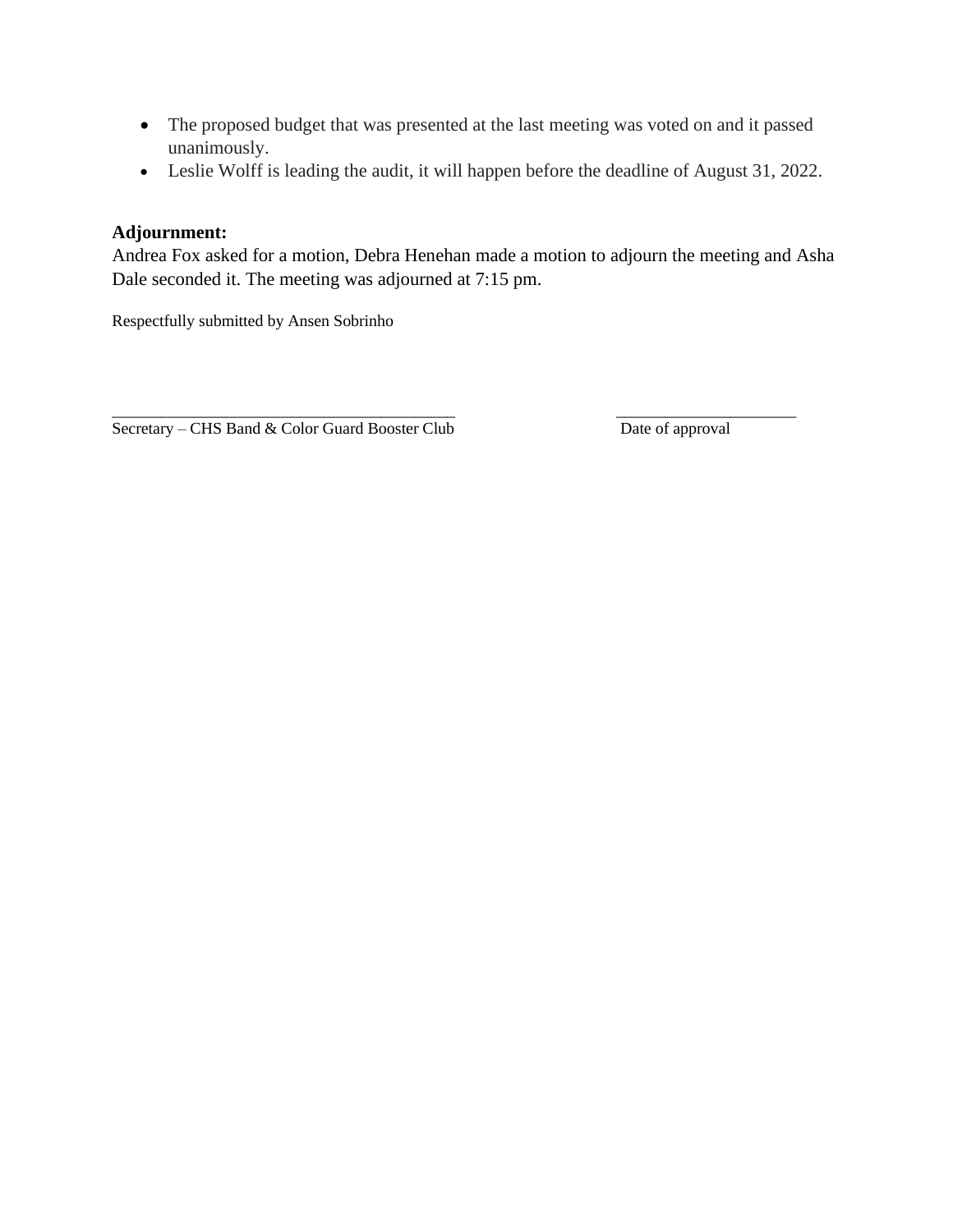- The proposed budget that was presented at the last meeting was voted on and it passed unanimously.
- Leslie Wolff is leading the audit, it will happen before the deadline of August 31, 2022.

**Adjournment:**

Andrea Fox asked for a motion, Debra Henehan made a motion to adjourn the meeting and Asha Dale seconded it. The meeting was adjourned at 7:15 pm.

Respectfully submitted by Ansen Sobrinho

\_\_\_\_\_\_\_\_\_\_\_\_\_\_\_\_\_\_\_\_\_\_\_\_\_\_\_\_\_\_\_\_\_\_\_\_\_\_\_\_\_\_\_\_
Secretary – CHS Band & Color Guard Booster Club

\_\_\_\_\_\_\_\_\_\_\_\_\_\_\_\_\_\_\_\_\_\_\_
Date of approval